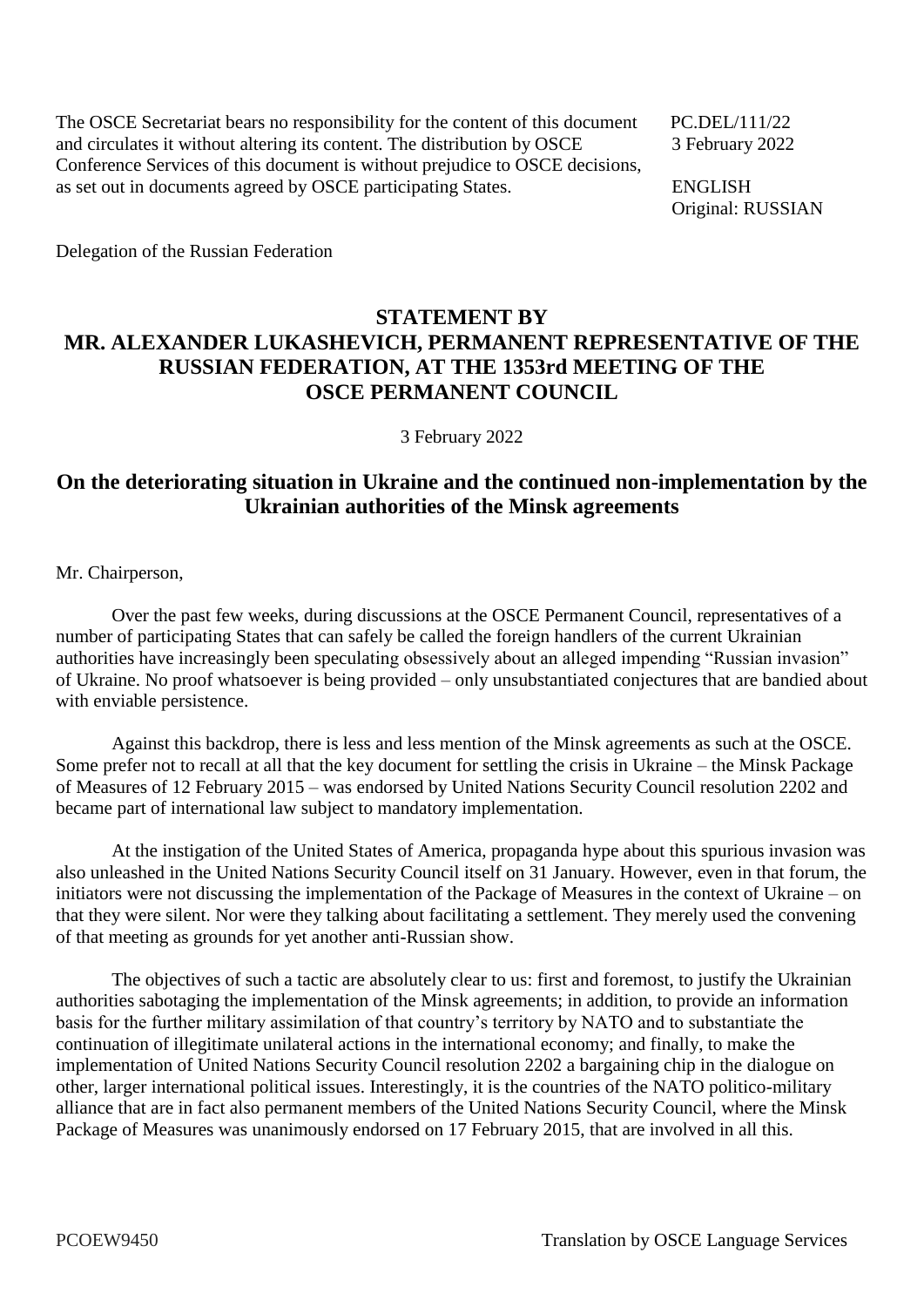The OSCE Secretariat bears no responsibility for the content of this document and circulates it without altering its content. The distribution by OSCE Conference Services of this document is without prejudice to OSCE decisions, as set out in documents agreed by OSCE participating States.

PC.DEL/111/22
3 February 2022

ENGLISH
Original: RUSSIAN

Delegation of the Russian Federation

## STATEMENT BY MR. ALEXANDER LUKASHEVICH, PERMANENT REPRESENTATIVE OF THE RUSSIAN FEDERATION, AT THE 1353rd MEETING OF THE OSCE PERMANENT COUNCIL

3 February 2022

## On the deteriorating situation in Ukraine and the continued non-implementation by the Ukrainian authorities of the Minsk agreements

Mr. Chairperson,

Over the past few weeks, during discussions at the OSCE Permanent Council, representatives of a number of participating States that can safely be called the foreign handlers of the current Ukrainian authorities have increasingly been speculating obsessively about an alleged impending "Russian invasion" of Ukraine. No proof whatsoever is being provided – only unsubstantiated conjectures that are bandied about with enviable persistence.

Against this backdrop, there is less and less mention of the Minsk agreements as such at the OSCE. Some prefer not to recall at all that the key document for settling the crisis in Ukraine – the Minsk Package of Measures of 12 February 2015 – was endorsed by United Nations Security Council resolution 2202 and became part of international law subject to mandatory implementation.

At the instigation of the United States of America, propaganda hype about this spurious invasion was also unleashed in the United Nations Security Council itself on 31 January. However, even in that forum, the initiators were not discussing the implementation of the Package of Measures in the context of Ukraine – on that they were silent. Nor were they talking about facilitating a settlement. They merely used the convening of that meeting as grounds for yet another anti-Russian show.

The objectives of such a tactic are absolutely clear to us: first and foremost, to justify the Ukrainian authorities sabotaging the implementation of the Minsk agreements; in addition, to provide an information basis for the further military assimilation of that country's territory by NATO and to substantiate the continuation of illegitimate unilateral actions in the international economy; and finally, to make the implementation of United Nations Security Council resolution 2202 a bargaining chip in the dialogue on other, larger international political issues. Interestingly, it is the countries of the NATO politico-military alliance that are in fact also permanent members of the United Nations Security Council, where the Minsk Package of Measures was unanimously endorsed on 17 February 2015, that are involved in all this.

PCOEW9450 Translation by OSCE Language Services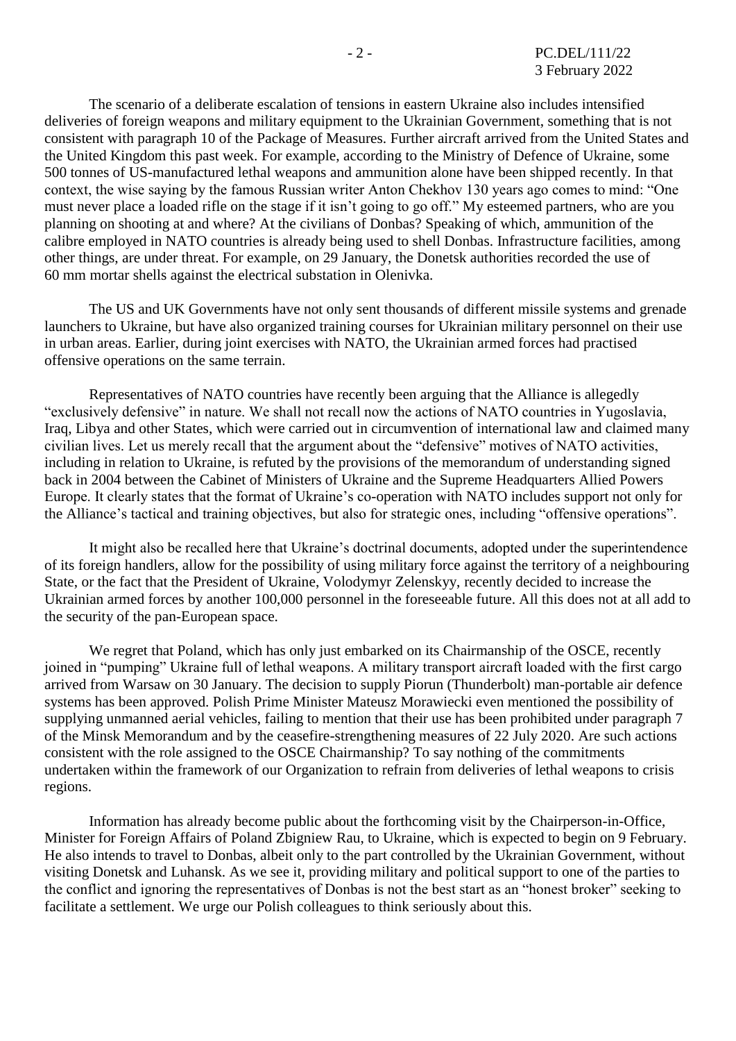The scenario of a deliberate escalation of tensions in eastern Ukraine also includes intensified deliveries of foreign weapons and military equipment to the Ukrainian Government, something that is not consistent with paragraph 10 of the Package of Measures. Further aircraft arrived from the United States and the United Kingdom this past week. For example, according to the Ministry of Defence of Ukraine, some 500 tonnes of US-manufactured lethal weapons and ammunition alone have been shipped recently. In that context, the wise saying by the famous Russian writer Anton Chekhov 130 years ago comes to mind: "One must never place a loaded rifle on the stage if it isn't going to go off." My esteemed partners, who are you planning on shooting at and where? At the civilians of Donbas? Speaking of which, ammunition of the calibre employed in NATO countries is already being used to shell Donbas. Infrastructure facilities, among other things, are under threat. For example, on 29 January, the Donetsk authorities recorded the use of 60 mm mortar shells against the electrical substation in Olenivka.

The US and UK Governments have not only sent thousands of different missile systems and grenade launchers to Ukraine, but have also organized training courses for Ukrainian military personnel on their use in urban areas. Earlier, during joint exercises with NATO, the Ukrainian armed forces had practised offensive operations on the same terrain.

Representatives of NATO countries have recently been arguing that the Alliance is allegedly "exclusively defensive" in nature. We shall not recall now the actions of NATO countries in Yugoslavia, Iraq, Libya and other States, which were carried out in circumvention of international law and claimed many civilian lives. Let us merely recall that the argument about the "defensive" motives of NATO activities, including in relation to Ukraine, is refuted by the provisions of the memorandum of understanding signed back in 2004 between the Cabinet of Ministers of Ukraine and the Supreme Headquarters Allied Powers Europe. It clearly states that the format of Ukraine's co-operation with NATO includes support not only for the Alliance's tactical and training objectives, but also for strategic ones, including "offensive operations".

It might also be recalled here that Ukraine's doctrinal documents, adopted under the superintendence of its foreign handlers, allow for the possibility of using military force against the territory of a neighbouring State, or the fact that the President of Ukraine, Volodymyr Zelenskyy, recently decided to increase the Ukrainian armed forces by another 100,000 personnel in the foreseeable future. All this does not at all add to the security of the pan-European space.

We regret that Poland, which has only just embarked on its Chairmanship of the OSCE, recently joined in "pumping" Ukraine full of lethal weapons. A military transport aircraft loaded with the first cargo arrived from Warsaw on 30 January. The decision to supply Piorun (Thunderbolt) man-portable air defence systems has been approved. Polish Prime Minister Mateusz Morawiecki even mentioned the possibility of supplying unmanned aerial vehicles, failing to mention that their use has been prohibited under paragraph 7 of the Minsk Memorandum and by the ceasefire-strengthening measures of 22 July 2020. Are such actions consistent with the role assigned to the OSCE Chairmanship? To say nothing of the commitments undertaken within the framework of our Organization to refrain from deliveries of lethal weapons to crisis regions.

Information has already become public about the forthcoming visit by the Chairperson-in-Office, Minister for Foreign Affairs of Poland Zbigniew Rau, to Ukraine, which is expected to begin on 9 February. He also intends to travel to Donbas, albeit only to the part controlled by the Ukrainian Government, without visiting Donetsk and Luhansk. As we see it, providing military and political support to one of the parties to the conflict and ignoring the representatives of Donbas is not the best start as an "honest broker" seeking to facilitate a settlement. We urge our Polish colleagues to think seriously about this.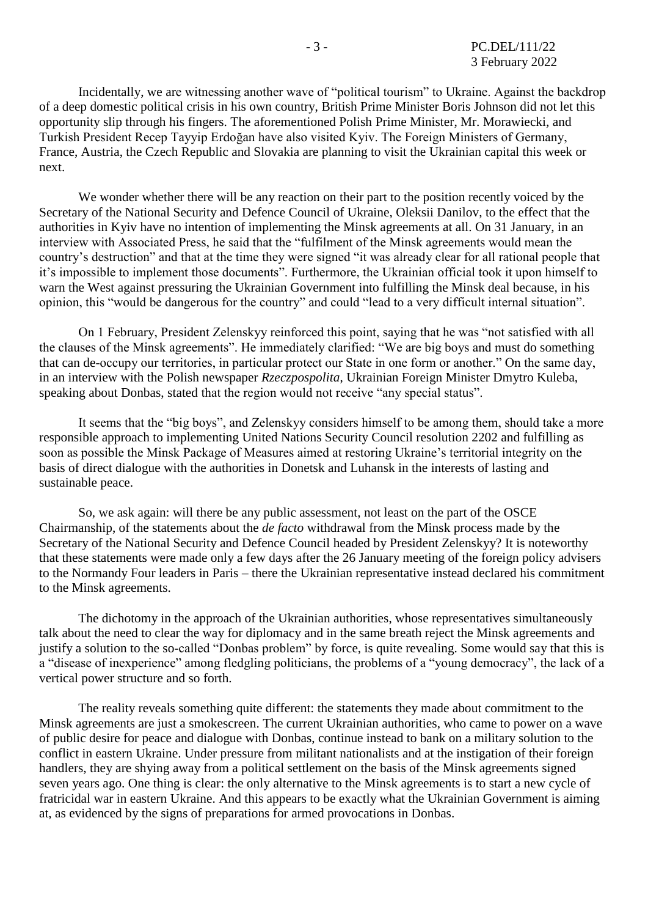Incidentally, we are witnessing another wave of "political tourism" to Ukraine. Against the backdrop of a deep domestic political crisis in his own country, British Prime Minister Boris Johnson did not let this opportunity slip through his fingers. The aforementioned Polish Prime Minister, Mr. Morawiecki, and Turkish President Recep Tayyip Erdoğan have also visited Kyiv. The Foreign Ministers of Germany, France, Austria, the Czech Republic and Slovakia are planning to visit the Ukrainian capital this week or next.

We wonder whether there will be any reaction on their part to the position recently voiced by the Secretary of the National Security and Defence Council of Ukraine, Oleksii Danilov, to the effect that the authorities in Kyiv have no intention of implementing the Minsk agreements at all. On 31 January, in an interview with Associated Press, he said that the "fulfilment of the Minsk agreements would mean the country's destruction" and that at the time they were signed "it was already clear for all rational people that it's impossible to implement those documents". Furthermore, the Ukrainian official took it upon himself to warn the West against pressuring the Ukrainian Government into fulfilling the Minsk deal because, in his opinion, this "would be dangerous for the country" and could "lead to a very difficult internal situation".

On 1 February, President Zelenskyy reinforced this point, saying that he was "not satisfied with all the clauses of the Minsk agreements". He immediately clarified: "We are big boys and must do something that can de-occupy our territories, in particular protect our State in one form or another." On the same day, in an interview with the Polish newspaper *Rzeczpospolita*, Ukrainian Foreign Minister Dmytro Kuleba, speaking about Donbas, stated that the region would not receive "any special status".

It seems that the "big boys", and Zelenskyy considers himself to be among them, should take a more responsible approach to implementing United Nations Security Council resolution 2202 and fulfilling as soon as possible the Minsk Package of Measures aimed at restoring Ukraine's territorial integrity on the basis of direct dialogue with the authorities in Donetsk and Luhansk in the interests of lasting and sustainable peace.

So, we ask again: will there be any public assessment, not least on the part of the OSCE Chairmanship, of the statements about the *de facto* withdrawal from the Minsk process made by the Secretary of the National Security and Defence Council headed by President Zelenskyy? It is noteworthy that these statements were made only a few days after the 26 January meeting of the foreign policy advisers to the Normandy Four leaders in Paris – there the Ukrainian representative instead declared his commitment to the Minsk agreements.

The dichotomy in the approach of the Ukrainian authorities, whose representatives simultaneously talk about the need to clear the way for diplomacy and in the same breath reject the Minsk agreements and justify a solution to the so-called "Donbas problem" by force, is quite revealing. Some would say that this is a "disease of inexperience" among fledgling politicians, the problems of a "young democracy", the lack of a vertical power structure and so forth.

The reality reveals something quite different: the statements they made about commitment to the Minsk agreements are just a smokescreen. The current Ukrainian authorities, who came to power on a wave of public desire for peace and dialogue with Donbas, continue instead to bank on a military solution to the conflict in eastern Ukraine. Under pressure from militant nationalists and at the instigation of their foreign handlers, they are shying away from a political settlement on the basis of the Minsk agreements signed seven years ago. One thing is clear: the only alternative to the Minsk agreements is to start a new cycle of fratricidal war in eastern Ukraine. And this appears to be exactly what the Ukrainian Government is aiming at, as evidenced by the signs of preparations for armed provocations in Donbas.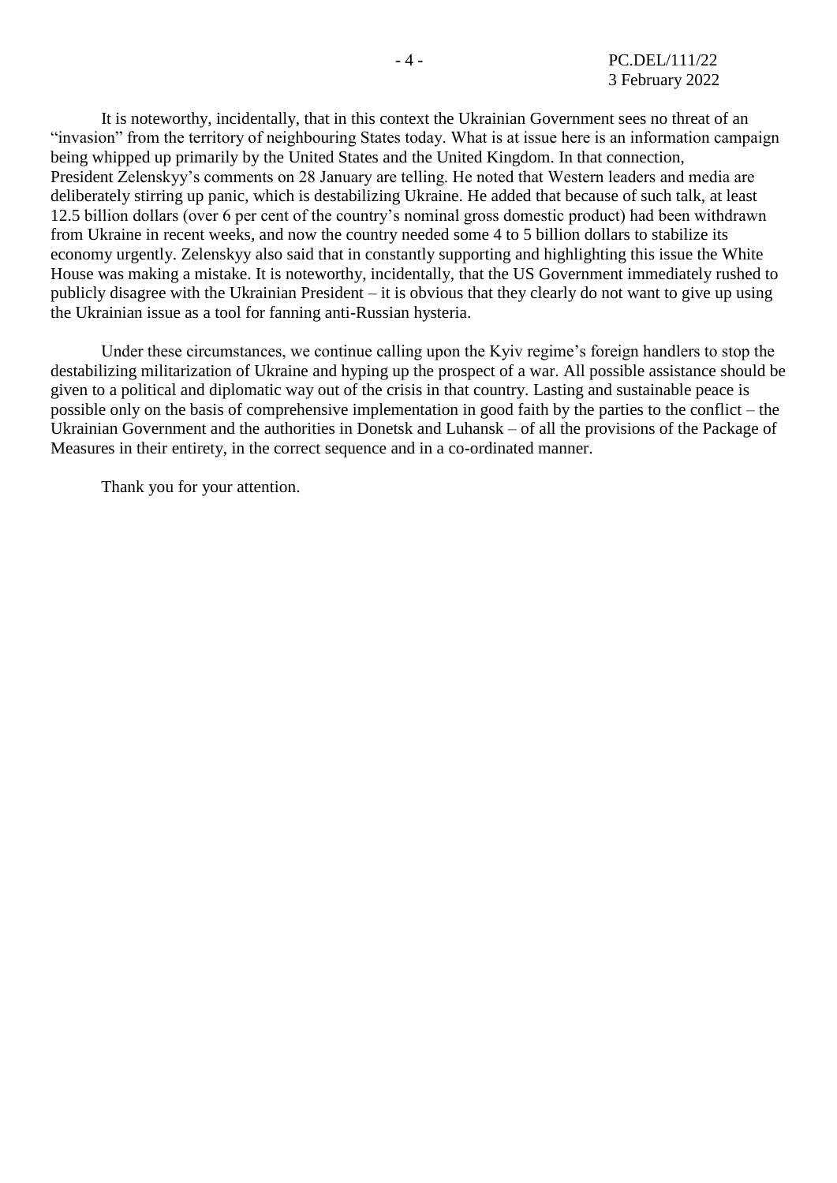It is noteworthy, incidentally, that in this context the Ukrainian Government sees no threat of an "invasion" from the territory of neighbouring States today. What is at issue here is an information campaign being whipped up primarily by the United States and the United Kingdom. In that connection, President Zelenskyy's comments on 28 January are telling. He noted that Western leaders and media are deliberately stirring up panic, which is destabilizing Ukraine. He added that because of such talk, at least 12.5 billion dollars (over 6 per cent of the country's nominal gross domestic product) had been withdrawn from Ukraine in recent weeks, and now the country needed some 4 to 5 billion dollars to stabilize its economy urgently. Zelenskyy also said that in constantly supporting and highlighting this issue the White House was making a mistake. It is noteworthy, incidentally, that the US Government immediately rushed to publicly disagree with the Ukrainian President – it is obvious that they clearly do not want to give up using the Ukrainian issue as a tool for fanning anti-Russian hysteria.

Under these circumstances, we continue calling upon the Kyiv regime's foreign handlers to stop the destabilizing militarization of Ukraine and hyping up the prospect of a war. All possible assistance should be given to a political and diplomatic way out of the crisis in that country. Lasting and sustainable peace is possible only on the basis of comprehensive implementation in good faith by the parties to the conflict – the Ukrainian Government and the authorities in Donetsk and Luhansk – of all the provisions of the Package of Measures in their entirety, in the correct sequence and in a co-ordinated manner.

Thank you for your attention.